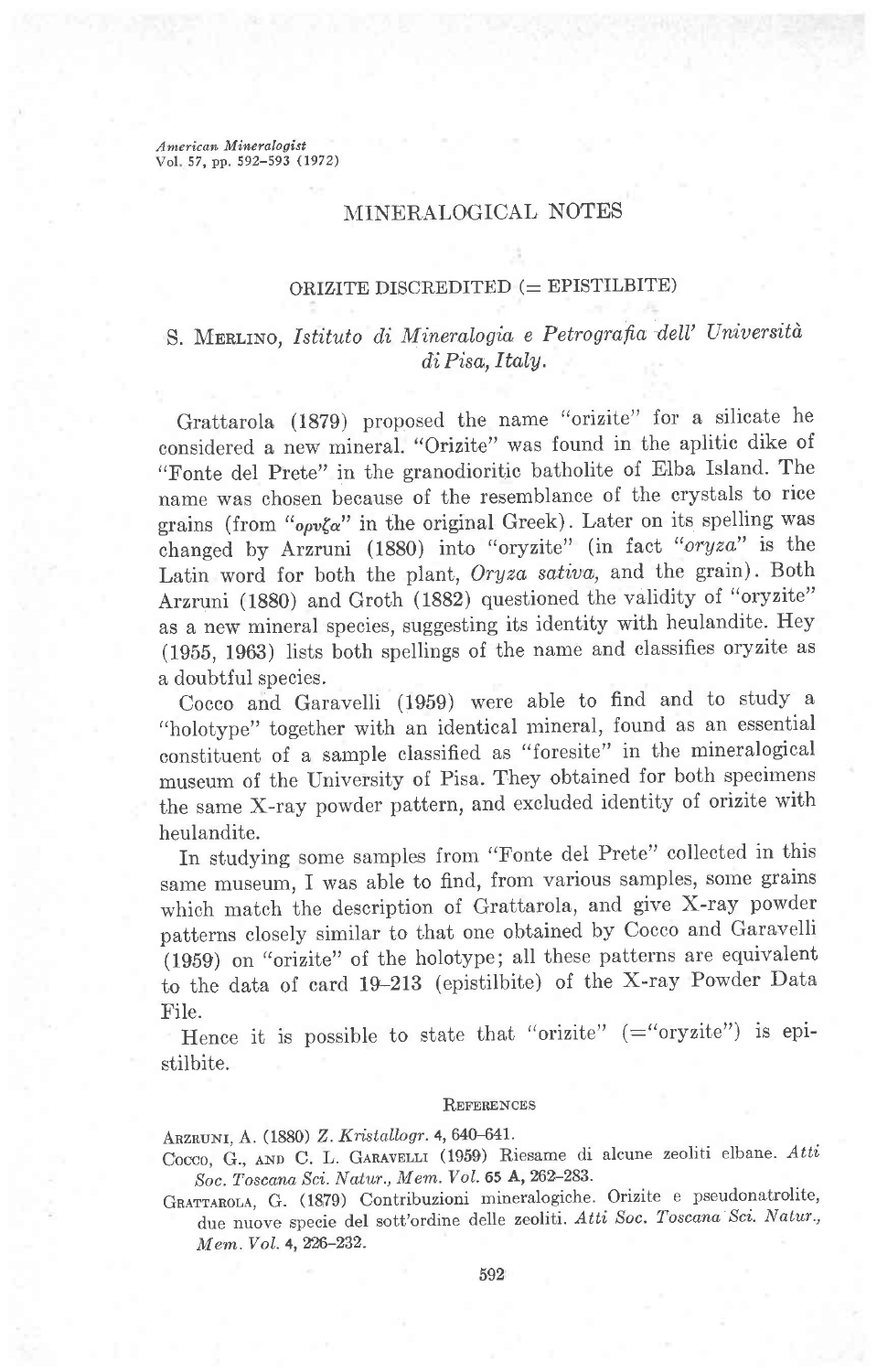## MINERALOGICAL NOTES

### ORIZITE DISCREDITED (= EPISTILBITE)

S. Merlino, *Istituto di Mineralogia e Petrografia dell' Università di Pisa, Italy.*

Grattarola (1879) proposed the name "orizite" for a silicate he considered a new mineral. "Orizite" was found in the aplitic dike of "Fonte del Prete" in the granodioritic batholite of Elba Island. The name was chosen because of the resemblance of the crystals to rice grains (from "*ορυζα*" in the original Greek). Later on its spelling was changed by Arzruni (1880) into "oryzite" (in fact "*oryza*" is the Latin word for both the plant, *Oryza sativa*, and the grain). Both Arzruni (1880) and Groth (1882) questioned the validity of "oryzite" as a new mineral species, suggesting its identity with heulandite. Hey (1955, 1963) lists both spellings of the name and classifies oryzite as a doubtful species.

Cocco and Garavelli (1959) were able to find and to study a "holotype" together with an identical mineral, found as an essential constituent of a sample classified as "foresite" in the mineralogical museum of the University of Pisa. They obtained for both specimens the same X-ray powder pattern, and excluded identity of orizite with heulandite.

In studying some samples from "Fonte del Prete" collected in this same museum, I was able to find, from various samples, some grains which match the description of Grattarola, and give X-ray powder patterns closely similar to that one obtained by Cocco and Garavelli (1959) on "orizite" of the holotype; all these patterns are equivalent to the data of card 19–213 (epistilbite) of the X-ray Powder Data File.

Hence it is possible to state that "orizite" (="oryzite") is epistilbite.

#### References

Arzruni, A. (1880) *Z. Kristallogr.* **4**, 640–641.

Cocco, G., and C. L. Garavelli (1959) Riesame di alcune zeoliti elbane. *Atti Soc. Toscana Sci. Natur., Mem. Vol.* **65 A**, 262–283.

Grattarola, G. (1879) Contribuzioni mineralogiche. Orizite e pseudonatrolite, due nuove specie del sott'ordine delle zeoliti. *Atti Soc. Toscana Sci. Natur., Mem. Vol.* **4**, 226–232.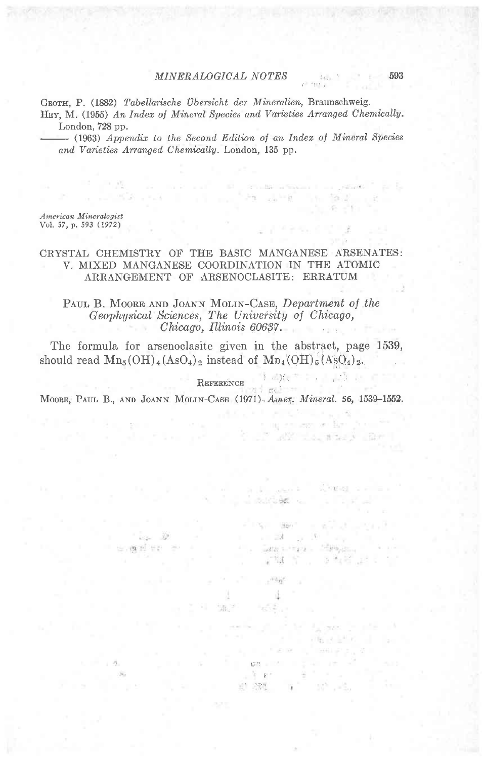GROTH, P. (1882) *Tabellarische Übersicht der Mineralien*, Braunschweig.

HEY, M. (1955) *An Index of Mineral Species and Varieties Arranged Chemically*. London, 728 pp.

——— (1963) *Appendix to the Second Edition of an Index of Mineral Species and Varieties Arranged Chemically*. London, 135 pp.

*American Mineralogist*
Vol. 57, p. 593 (1972)

# CRYSTAL CHEMISTRY OF THE BASIC MANGANESE ARSENATES: V. MIXED MANGANESE COORDINATION IN THE ATOMIC ARRANGEMENT OF ARSENOCLASITE: ERRATUM

PAUL B. MOORE AND JOANN MOLIN-CASE, *Department of the Geophysical Sciences, The University of Chicago, Chicago, Illinois 60637.*

The formula for arsenoclasite given in the abstract, page 1539, should read $Mn_5(OH)_4(AsO_4)_2$ instead of $Mn_4(OH)_5(AsO_4)_2$.

## REFERENCE

MOORE, PAUL B., AND JOANN MOLIN-CASE (1971) *Amer. Mineral.* 56, 1539–1552.